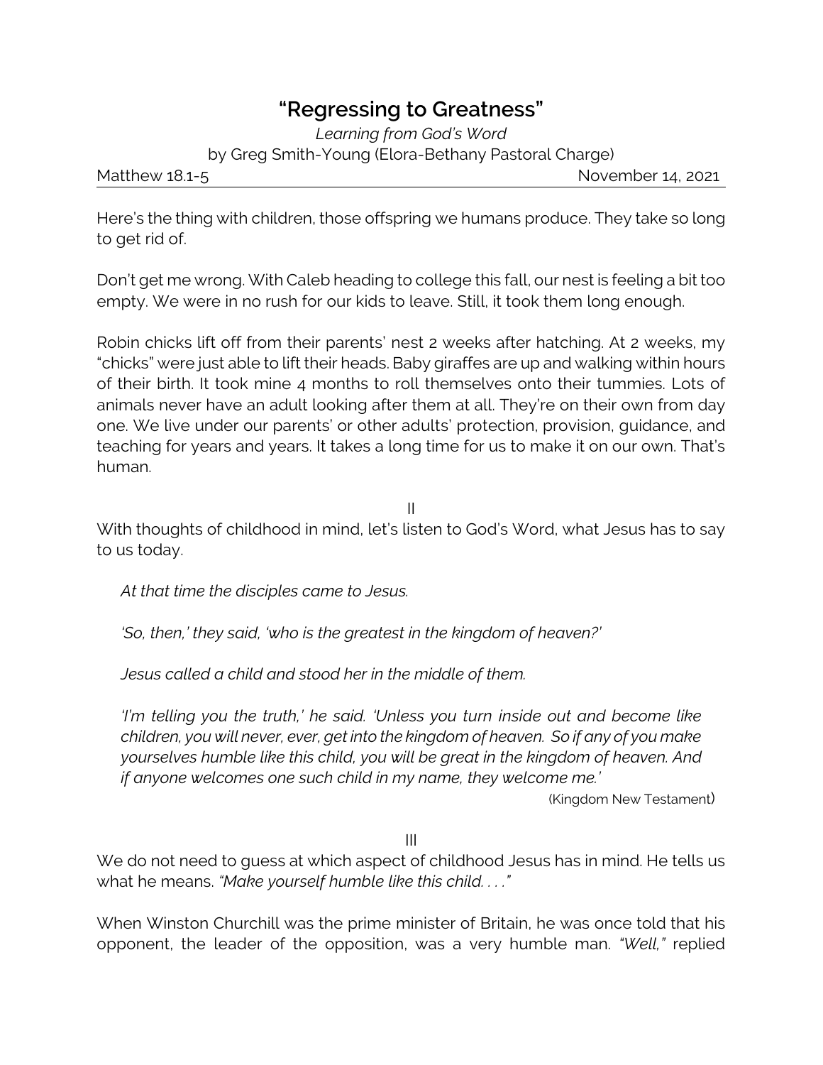# "Regressing to Greatness"

*Learning from God's Word*

by Greg Smith-Young (Elora-Bethany Pastoral Charge)

Matthew 18.1-5 November 14, 2021

Here's the thing with children, those offspring we humans produce. They take so long to get rid of.

Don't get me wrong. With Caleb heading to college this fall, our nest is feeling a bit too empty. We were in no rush for our kids to leave. Still, it took them long enough.

Robin chicks lift off from their parents' nest 2 weeks after hatching. At 2 weeks, my "chicks" were just able to lift their heads. Baby giraffes are up and walking within hours of their birth. It took mine 4 months to roll themselves onto their tummies. Lots of animals never have an adult looking after them at all. They're on their own from day one. We live under our parents' or other adults' protection, provision, guidance, and teaching for years and years. It takes a long time for us to make it on our own. That's human.

II

With thoughts of childhood in mind, let's listen to God's Word, what Jesus has to say to us today.

> *At that time the disciples came to Jesus.*
>
> *'So, then,' they said, 'who is the greatest in the kingdom of heaven?'*
>
> *Jesus called a child and stood her in the middle of them.*
>
> *'I'm telling you the truth,' he said. 'Unless you turn inside out and become like children, you will never, ever, get into the kingdom of heaven. So if any of you make yourselves humble like this child, you will be great in the kingdom of heaven. And if anyone welcomes one such child in my name, they welcome me.'*
>
> (Kingdom New Testament)

III

We do not need to guess at which aspect of childhood Jesus has in mind. He tells us what he means. *"Make yourself humble like this child. . . ."*

When Winston Churchill was the prime minister of Britain, he was once told that his opponent, the leader of the opposition, was a very humble man. *"Well,"* replied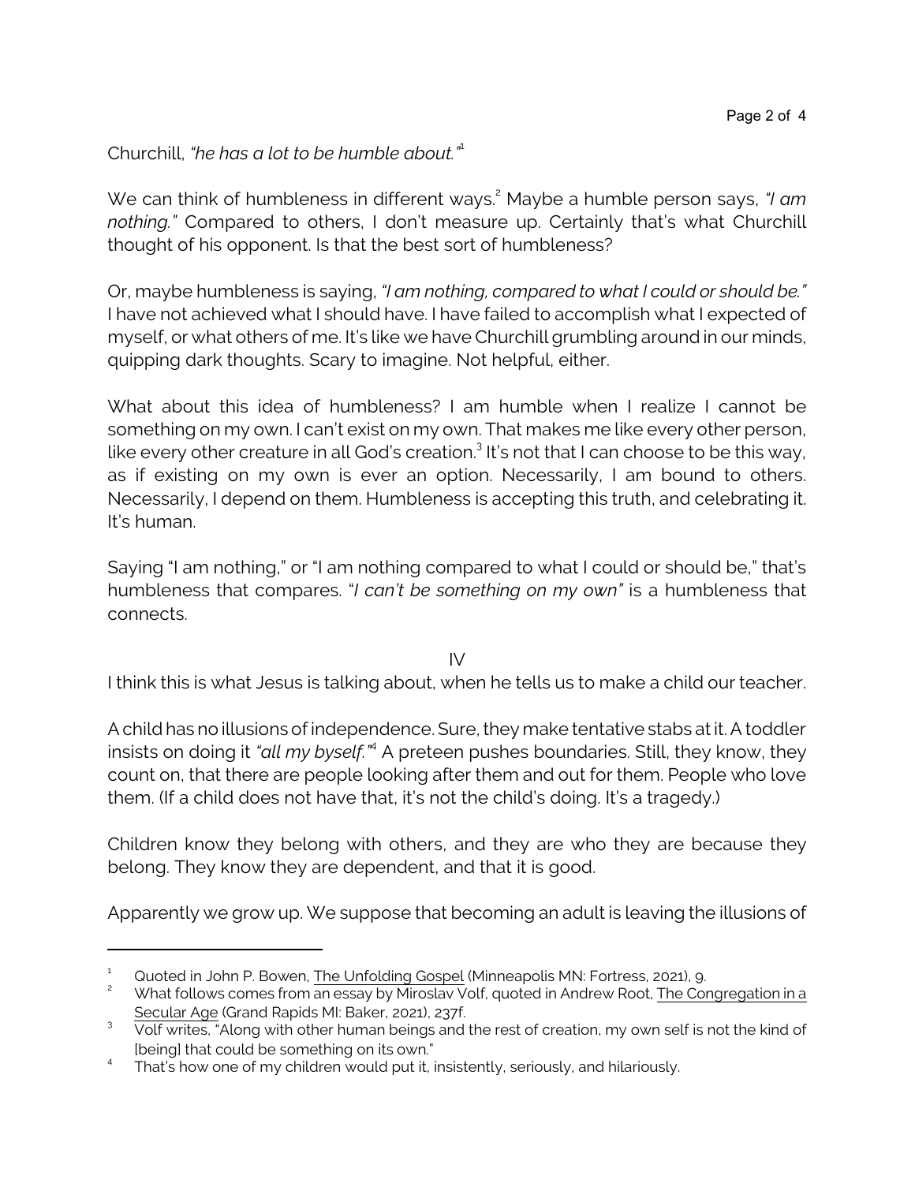Churchill, *"he has a lot to be humble about."*[1]

We can think of humbleness in different ways.[2] Maybe a humble person says, *"I am nothing."* Compared to others, I don't measure up. Certainly that's what Churchill thought of his opponent. Is that the best sort of humbleness?

Or, maybe humbleness is saying, *"I am nothing, compared to what I could or should be."* I have not achieved what I should have. I have failed to accomplish what I expected of myself, or what others of me. It's like we have Churchill grumbling around in our minds, quipping dark thoughts. Scary to imagine. Not helpful, either.

What about this idea of humbleness? I am humble when I realize I cannot be something on my own. I can't exist on my own. That makes me like every other person, like every other creature in all God's creation.[3] It's not that I can choose to be this way, as if existing on my own is ever an option. Necessarily, I am bound to others. Necessarily, I depend on them. Humbleness is accepting this truth, and celebrating it. It's human.

Saying "I am nothing," or "I am nothing compared to what I could or should be," that's humbleness that compares. "*I can't be something on my own"* is a humbleness that connects.

IV

I think this is what Jesus is talking about, when he tells us to make a child our teacher.

A child has no illusions of independence. Sure, they make tentative stabs at it. A toddler insists on doing it *"all my byself."*[4] A preteen pushes boundaries. Still, they know, they count on, that there are people looking after them and out for them. People who love them. (If a child does not have that, it's not the child's doing. It's a tragedy.)

Children know they belong with others, and they are who they are because they belong. They know they are dependent, and that it is good.

Apparently we grow up. We suppose that becoming an adult is leaving the illusions of

---

[1] Quoted in John P. Bowen, The Unfolding Gospel (Minneapolis MN: Fortress, 2021), 9.

[2] What follows comes from an essay by Miroslav Volf, quoted in Andrew Root, The Congregation in a Secular Age (Grand Rapids MI: Baker, 2021), 237f.

[3] Volf writes, "Along with other human beings and the rest of creation, my own self is not the kind of [being] that could be something on its own."

[4] That's how one of my children would put it, insistently, seriously, and hilariously.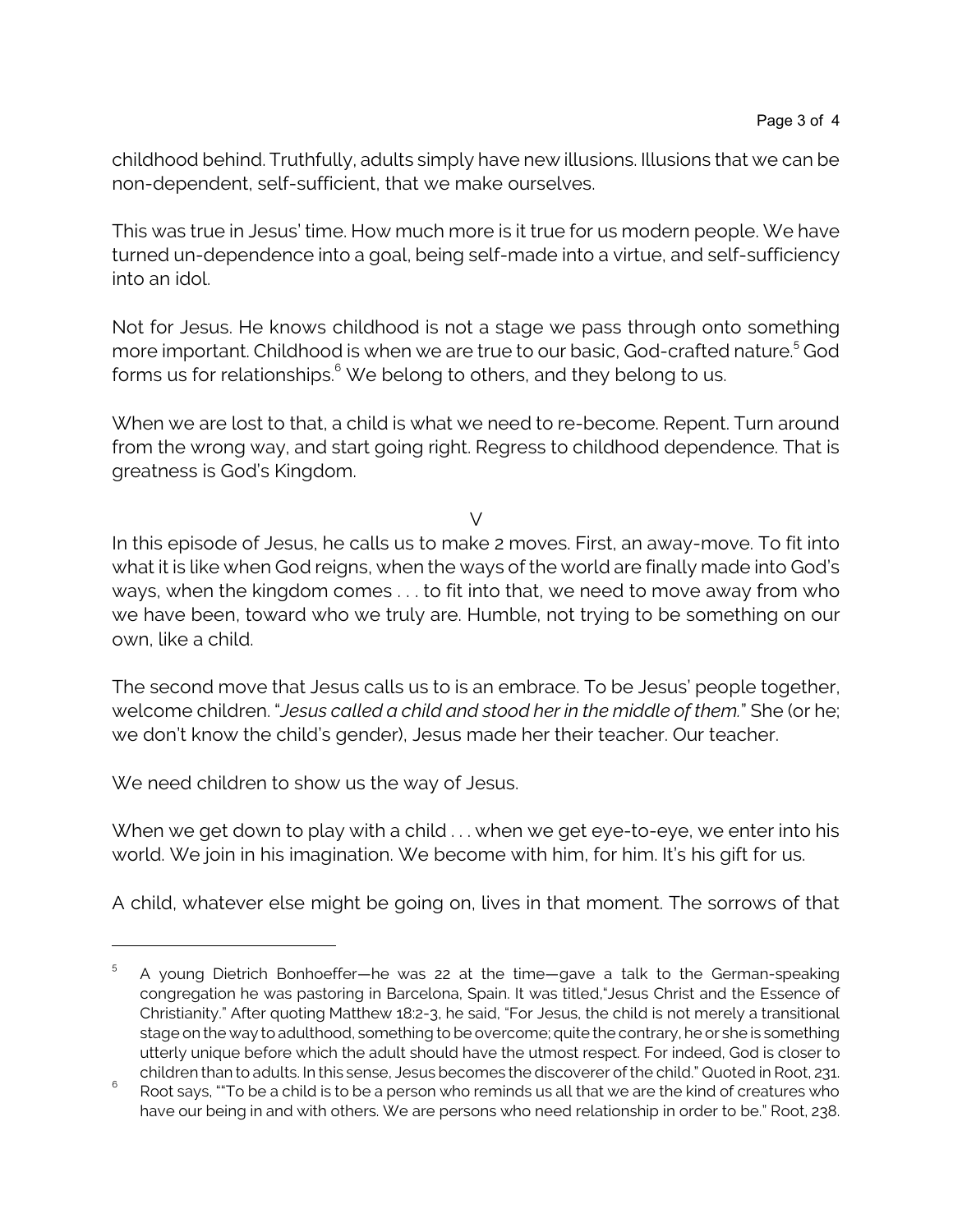childhood behind. Truthfully, adults simply have new illusions. Illusions that we can be non-dependent, self-sufficient, that we make ourselves.

This was true in Jesus' time. How much more is it true for us modern people. We have turned un-dependence into a goal, being self-made into a virtue, and self-sufficiency into an idol.

Not for Jesus. He knows childhood is not a stage we pass through onto something more important. Childhood is when we are true to our basic, God-crafted nature.[5] God forms us for relationships.[6] We belong to others, and they belong to us.

When we are lost to that, a child is what we need to re-become. Repent. Turn around from the wrong way, and start going right. Regress to childhood dependence. That is greatness is God's Kingdom.

V

In this episode of Jesus, he calls us to make 2 moves. First, an away-move. To fit into what it is like when God reigns, when the ways of the world are finally made into God's ways, when the kingdom comes . . . to fit into that, we need to move away from who we have been, toward who we truly are. Humble, not trying to be something on our own, like a child.

The second move that Jesus calls us to is an embrace. To be Jesus' people together, welcome children. "*Jesus called a child and stood her in the middle of them.*" She (or he; we don't know the child's gender), Jesus made her their teacher. Our teacher.

We need children to show us the way of Jesus.

When we get down to play with a child . . . when we get eye-to-eye, we enter into his world. We join in his imagination. We become with him, for him. It's his gift for us.

A child, whatever else might be going on, lives in that moment. The sorrows of that

---

[5] A young Dietrich Bonhoeffer—he was 22 at the time—gave a talk to the German-speaking congregation he was pastoring in Barcelona, Spain. It was titled,"Jesus Christ and the Essence of Christianity." After quoting Matthew 18:2-3, he said, "For Jesus, the child is not merely a transitional stage on the way to adulthood, something to be overcome; quite the contrary, he or she is something utterly unique before which the adult should have the utmost respect. For indeed, God is closer to children than to adults. In this sense, Jesus becomes the discoverer of the child." Quoted in Root, 231.

[6] Root says, ""To be a child is to be a person who reminds us all that we are the kind of creatures who have our being in and with others. We are persons who need relationship in order to be." Root, 238.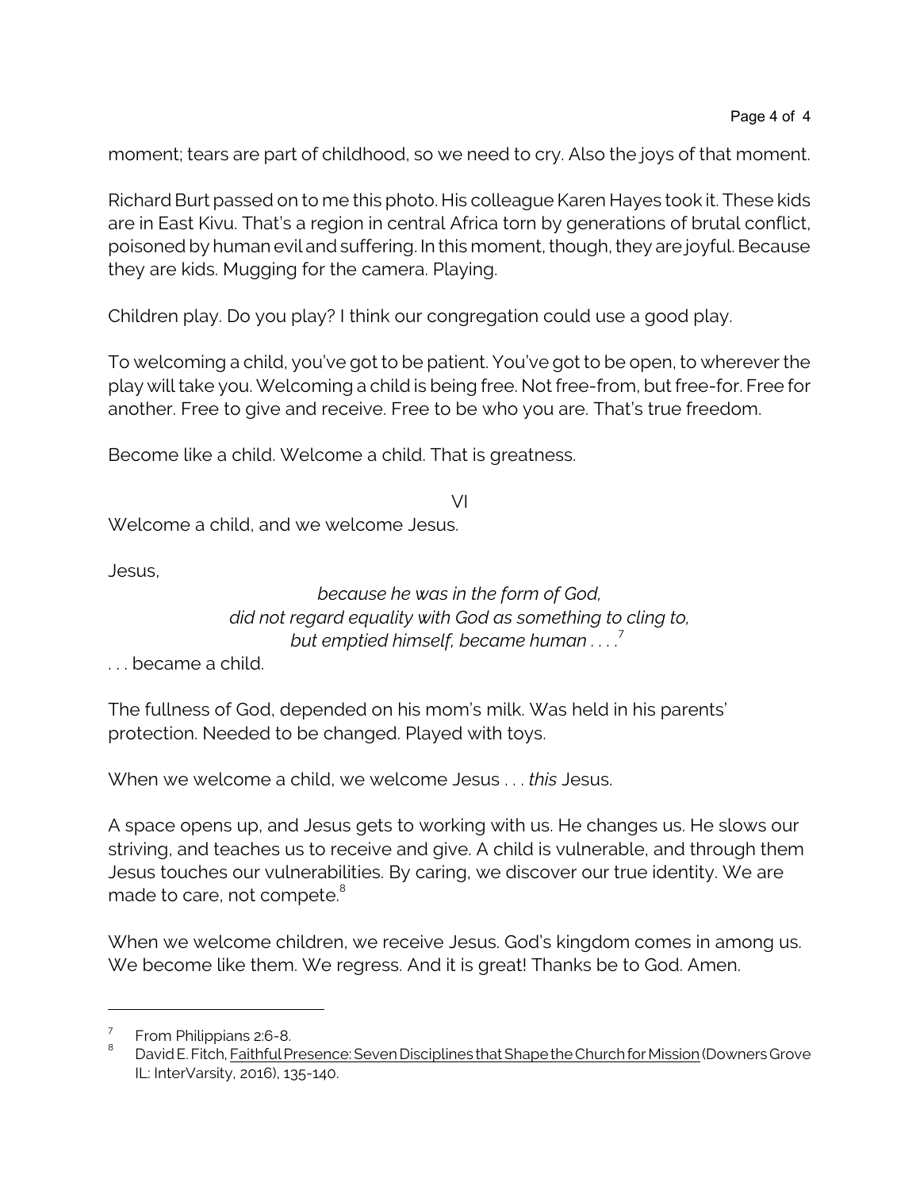moment; tears are part of childhood, so we need to cry. Also the joys of that moment.

Richard Burt passed on to me this photo. His colleague Karen Hayes took it. These kids are in East Kivu. That's a region in central Africa torn by generations of brutal conflict, poisoned by human evil and suffering. In this moment, though, they are joyful. Because they are kids. Mugging for the camera. Playing.

Children play. Do you play? I think our congregation could use a good play.

To welcoming a child, you've got to be patient. You've got to be open, to wherever the play will take you. Welcoming a child is being free. Not free-from, but free-for. Free for another. Free to give and receive. Free to be who you are. That's true freedom.

Become like a child. Welcome a child. That is greatness.

## VI

Welcome a child, and we welcome Jesus.

Jesus,

> *because he was in the form of God,*
> *did not regard equality with God as something to cling to,*
> *but emptied himself, became human . . . .*[7]

. . . became a child.

The fullness of God, depended on his mom's milk. Was held in his parents' protection. Needed to be changed. Played with toys.

When we welcome a child, we welcome Jesus . . . *this* Jesus.

A space opens up, and Jesus gets to working with us. He changes us. He slows our striving, and teaches us to receive and give. A child is vulnerable, and through them Jesus touches our vulnerabilities. By caring, we discover our true identity. We are made to care, not compete.[8]

When we welcome children, we receive Jesus. God's kingdom comes in among us. We become like them. We regress. And it is great! Thanks be to God. Amen.

---

[7] From Philippians 2:6-8.

[8] David E. Fitch, Faithful Presence: Seven Disciplines that Shape the Church for Mission (Downers Grove IL: InterVarsity, 2016), 135-140.